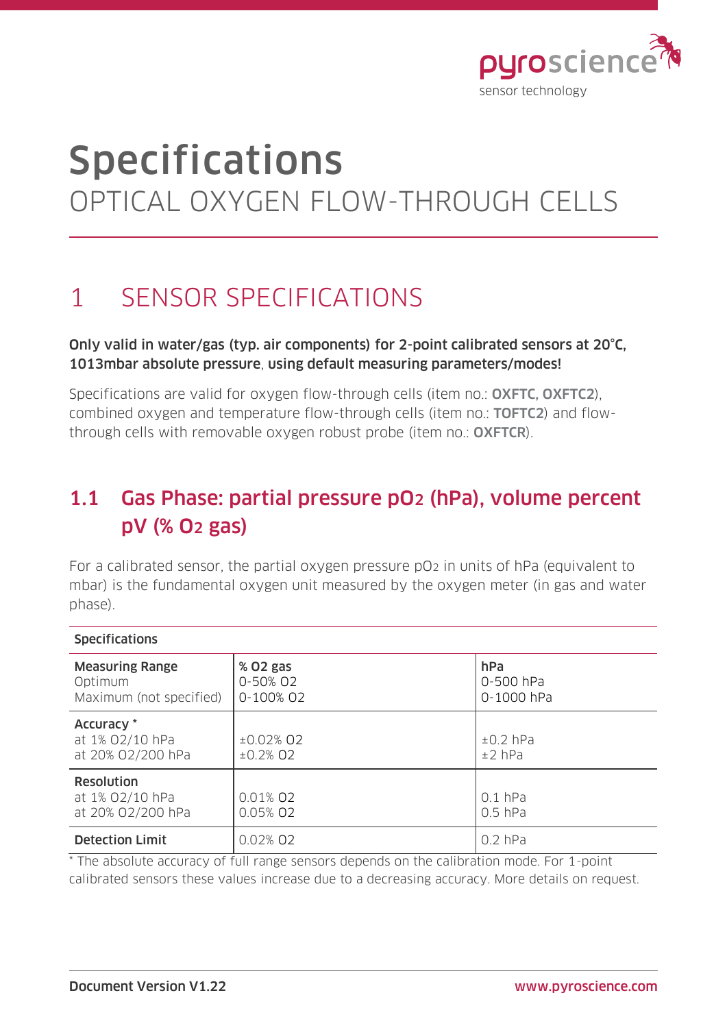# Specifications

OPTICAL OXYGEN FLOW-THROUGH CELLS

## 1 SENSOR SPECIFICATIONS

**Only valid in water/gas (typ. air components) for 2-point calibrated sensors at 20°C, 1013mbar absolute pressure, using default measuring parameters/modes!**

Specifications are valid for oxygen flow-through cells (item no.: **OXFTC**, **OXFTC2**), combined oxygen and temperature flow-through cells (item no.: **TOFTC2**) and flow-through cells with removable oxygen robust probe (item no.: **OXFTCR**).

### 1.1 Gas Phase: partial pressure $pO_2$ (hPa), volume percent pV (% $O_2$ gas)

For a calibrated sensor, the partial oxygen pressure $pO_2$ in units of hPa (equivalent to mbar) is the fundamental oxygen unit measured by the oxygen meter (in gas and water phase).

| Specifications | | |
|---|---|---|
| **Measuring Range** | **% O2 gas** | **hPa** |
| Optimum | 0-50% O2 | 0-500 hPa |
| Maximum (not specified) | 0-100% O2 | 0-1000 hPa |
| **Accuracy** * | | |
| at 1% O2/10 hPa | ±0.02% O2 | ±0.2 hPa |
| at 20% O2/200 hPa | ±0.2% O2 | ±2 hPa |
| **Resolution** | | |
| at 1% O2/10 hPa | 0.01% O2 | 0.1 hPa |
| at 20% O2/200 hPa | 0.05% O2 | 0.5 hPa |
| **Detection Limit** | 0.02% O2 | 0.2 hPa |

* The absolute accuracy of full range sensors depends on the calibration mode. For 1-point calibrated sensors these values increase due to a decreasing accuracy. More details on request.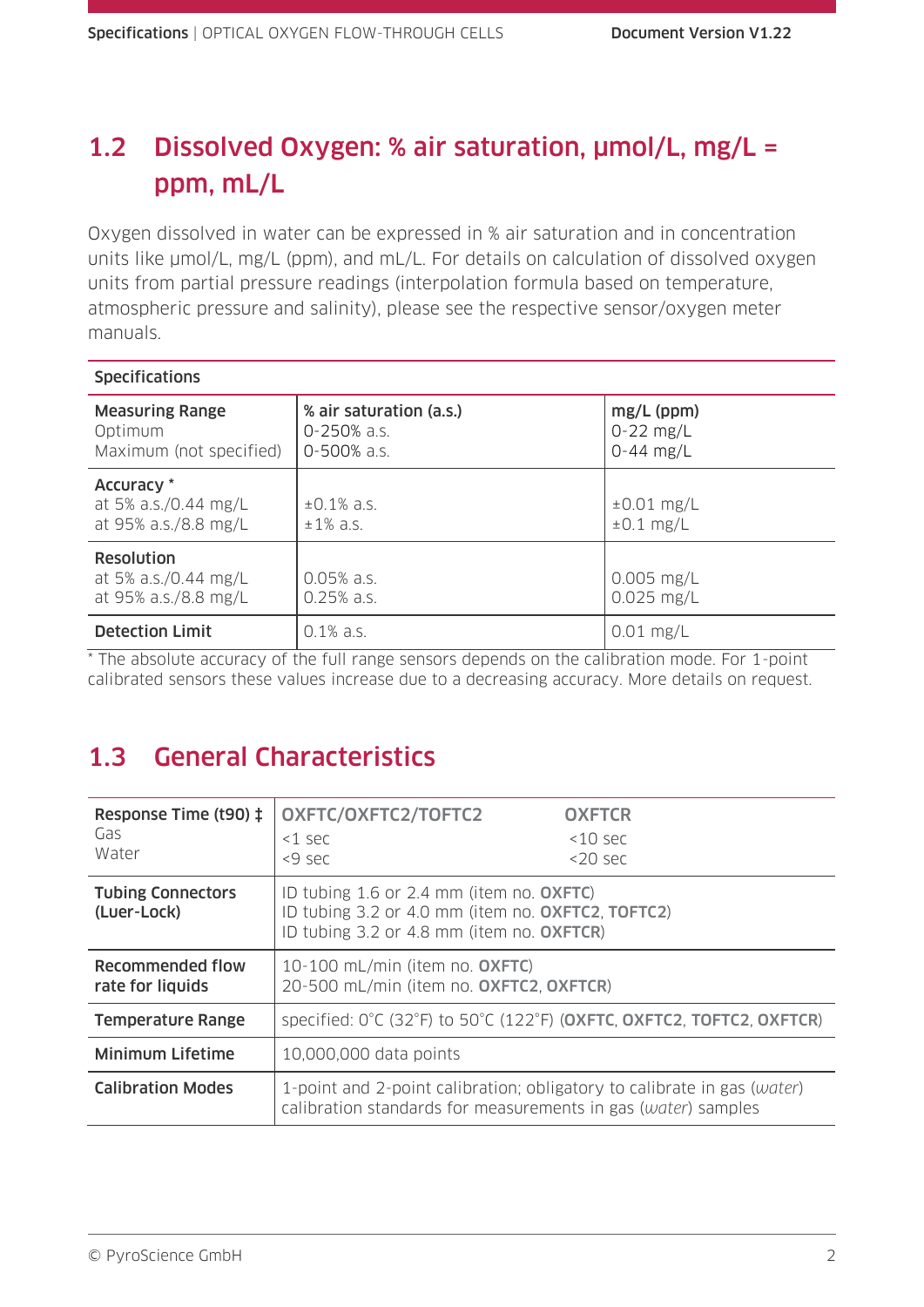## 1.2 Dissolved Oxygen: % air saturation, µmol/L, mg/L = ppm, mL/L

Oxygen dissolved in water can be expressed in % air saturation and in concentration units like µmol/L, mg/L (ppm), and mL/L. For details on calculation of dissolved oxygen units from partial pressure readings (interpolation formula based on temperature, atmospheric pressure and salinity), please see the respective sensor/oxygen meter manuals.

| Specifications | | |
|---|---|---|
| **Measuring Range**<br>Optimum<br>Maximum (not specified) | **% air saturation (a.s.)**<br>0-250% a.s.<br>0-500% a.s. | **mg/L (ppm)**<br>0-22 mg/L<br>0-44 mg/L |
| **Accuracy** *<br>at 5% a.s./0.44 mg/L<br>at 95% a.s./8.8 mg/L | ±0.1% a.s.<br>±1% a.s. | ±0.01 mg/L<br>±0.1 mg/L |
| **Resolution**<br>at 5% a.s./0.44 mg/L<br>at 95% a.s./8.8 mg/L | 0.05% a.s.<br>0.25% a.s. | 0.005 mg/L<br>0.025 mg/L |
| **Detection Limit** | 0.1% a.s. | 0.01 mg/L |

* The absolute accuracy of the full range sensors depends on the calibration mode. For 1-point calibrated sensors these values increase due to a decreasing accuracy. More details on request.

## 1.3 General Characteristics

| | | |
|---|---|---|
| **Response Time (t90) ‡**<br>Gas<br>Water | **OXFTC/OXFTC2/TOFTC2**<br><1 sec<br><9 sec | **OXFTCR**<br><10 sec<br><20 sec |
| **Tubing Connectors (Luer-Lock)** | ID tubing 1.6 or 2.4 mm (item no. **OXFTC**)<br>ID tubing 3.2 or 4.0 mm (item no. **OXFTC2**, **TOFTC2**)<br>ID tubing 3.2 or 4.8 mm (item no. **OXFTCR**) | |
| **Recommended flow rate for liquids** | 10-100 mL/min (item no. **OXFTC**)<br>20-500 mL/min (item no. **OXFTC2**, **OXFTCR**) | |
| **Temperature Range** | specified: 0°C (32°F) to 50°C (122°F) (**OXFTC**, **OXFTC2**, **TOFTC2**, **OXFTCR**) | |
| **Minimum Lifetime** | 10,000,000 data points | |
| **Calibration Modes** | 1-point and 2-point calibration; obligatory to calibrate in gas (*water*) calibration standards for measurements in gas (*water*) samples | |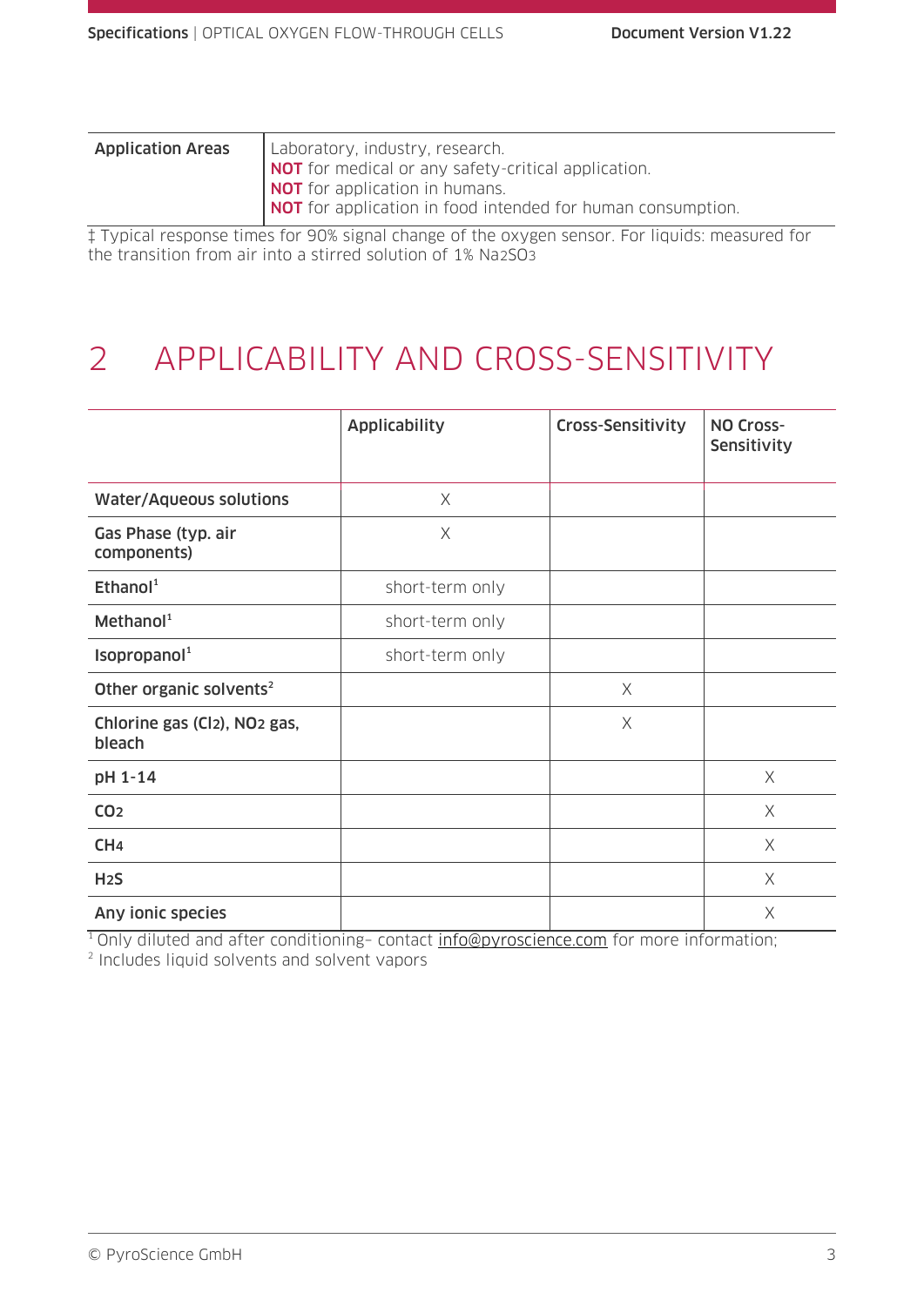| | |
|---|---|
| **Application Areas** | Laboratory, industry, research.<br>**NOT** for medical or any safety-critical application.<br>**NOT** for application in humans.<br>**NOT** for application in food intended for human consumption. |

‡ Typical response times for 90% signal change of the oxygen sensor. For liquids: measured for the transition from air into a stirred solution of 1% $Na_2SO_3$

# 2 APPLICABILITY AND CROSS-SENSITIVITY

| | Applicability | Cross-Sensitivity | NO Cross-Sensitivity |
|---|---|---|---|
| **Water/Aqueous solutions** | X | | |
| **Gas Phase (typ. air components)** | X | | |
| **Ethanol**[1] | short-term only | | |
| **Methanol**[1] | short-term only | | |
| **Isopropanol**[1] | short-term only | | |
| **Other organic solvents**[2] | | X | |
| **Chlorine gas ($Cl_2$), $NO_2$ gas, bleach** | | X | |
| **pH 1-14** | | | X |
| **$CO_2$** | | | X |
| **$CH_4$** | | | X |
| **$H_2S$** | | | X |
| **Any ionic species** | | | X |

[1] Only diluted and after conditioning– contact info@pyroscience.com for more information;
[2] Includes liquid solvents and solvent vapors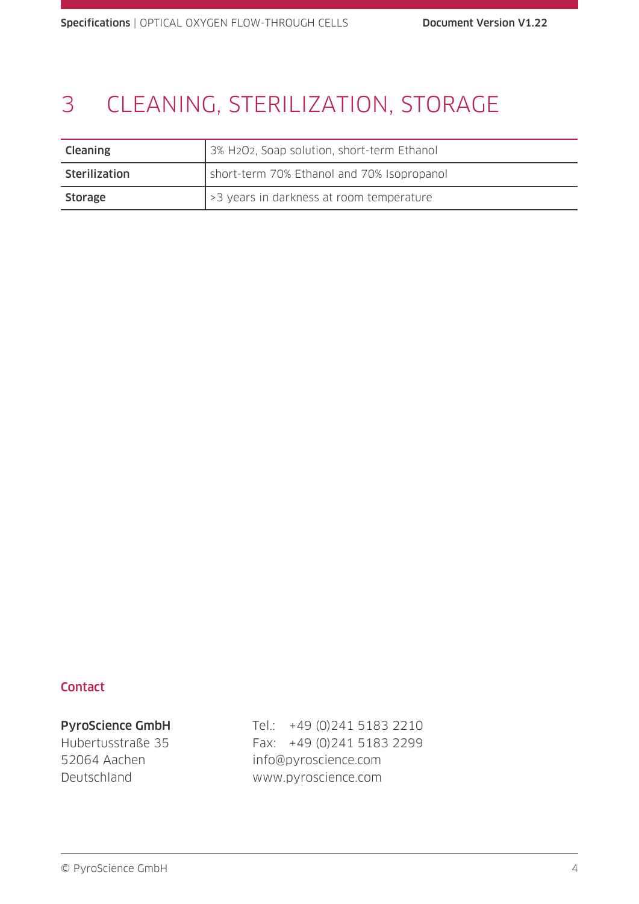# 3 CLEANING, STERILIZATION, STORAGE

| | |
|---|---|
| **Cleaning** | 3% $H_2O_2$, Soap solution, short-term Ethanol |
| **Sterilization** | short-term 70% Ethanol and 70% Isopropanol |
| **Storage** | >3 years in darkness at room temperature |

## Contact

**PyroScience GmbH**
Hubertusstraße 35
52064 Aachen
Deutschland

Tel.: +49 (0)241 5183 2210
Fax: +49 (0)241 5183 2299
info@pyroscience.com
www.pyroscience.com

© PyroScience GmbH